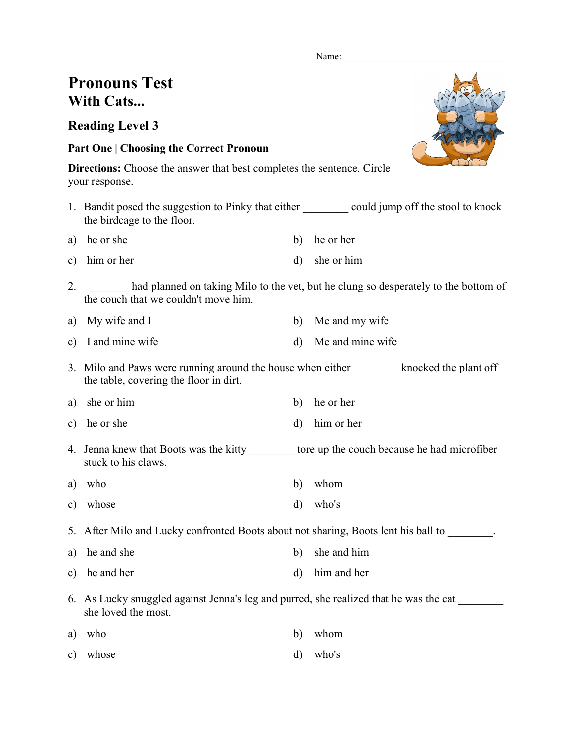Name: ___________________________________

# Pronouns Test
## With Cats...

### Reading Level 3

**Part One | Choosing the Correct Pronoun**

**Directions:** Choose the answer that best completes the sentence. Circle your response.

1. Bandit posed the suggestion to Pinky that either ________ could jump off the stool to knock the birdcage to the floor.

a) he or she

b) he or her

c) him or her

d) she or him

2. ________ had planned on taking Milo to the vet, but he clung so desperately to the bottom of the couch that we couldn't move him.

a) My wife and I

b) Me and my wife

c) I and mine wife

d) Me and mine wife

3. Milo and Paws were running around the house when either ________ knocked the plant off the table, covering the floor in dirt.

a) she or him

b) he or her

c) he or she

d) him or her

4. Jenna knew that Boots was the kitty ________ tore up the couch because he had microfiber stuck to his claws.

a) who

b) whom

c) whose

d) who's

5. After Milo and Lucky confronted Boots about not sharing, Boots lent his ball to ________.

a) he and she

b) she and him

c) he and her

d) him and her

6. As Lucky snuggled against Jenna's leg and purred, she realized that he was the cat ________ she loved the most.

a) who

b) whom

c) whose

d) who's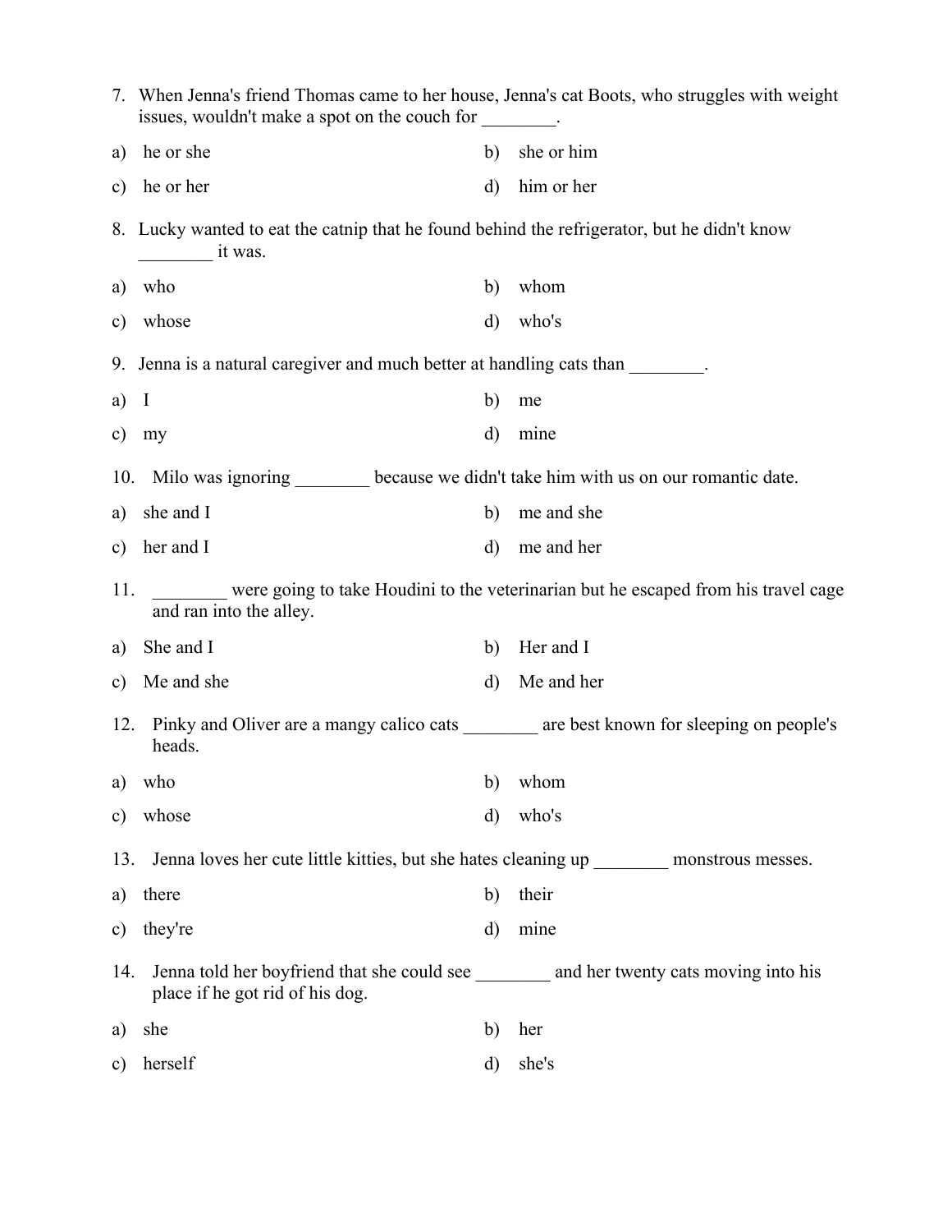7. When Jenna's friend Thomas came to her house, Jenna's cat Boots, who struggles with weight issues, wouldn't make a spot on the couch for ________.

a) he or she

b) she or him

c) he or her

d) him or her

8. Lucky wanted to eat the catnip that he found behind the refrigerator, but he didn't know ________ it was.

a) who

b) whom

c) whose

d) who's

9. Jenna is a natural caregiver and much better at handling cats than ________.

a) I

b) me

c) my

d) mine

10. Milo was ignoring ________ because we didn't take him with us on our romantic date.

a) she and I

b) me and she

c) her and I

d) me and her

11. ________ were going to take Houdini to the veterinarian but he escaped from his travel cage and ran into the alley.

a) She and I

b) Her and I

c) Me and she

d) Me and her

12. Pinky and Oliver are a mangy calico cats ________ are best known for sleeping on people's heads.

a) who

b) whom

c) whose

d) who's

13. Jenna loves her cute little kitties, but she hates cleaning up ________ monstrous messes.

a) there

b) their

c) they're

d) mine

14. Jenna told her boyfriend that she could see ________ and her twenty cats moving into his place if he got rid of his dog.

a) she

b) her

c) herself

d) she's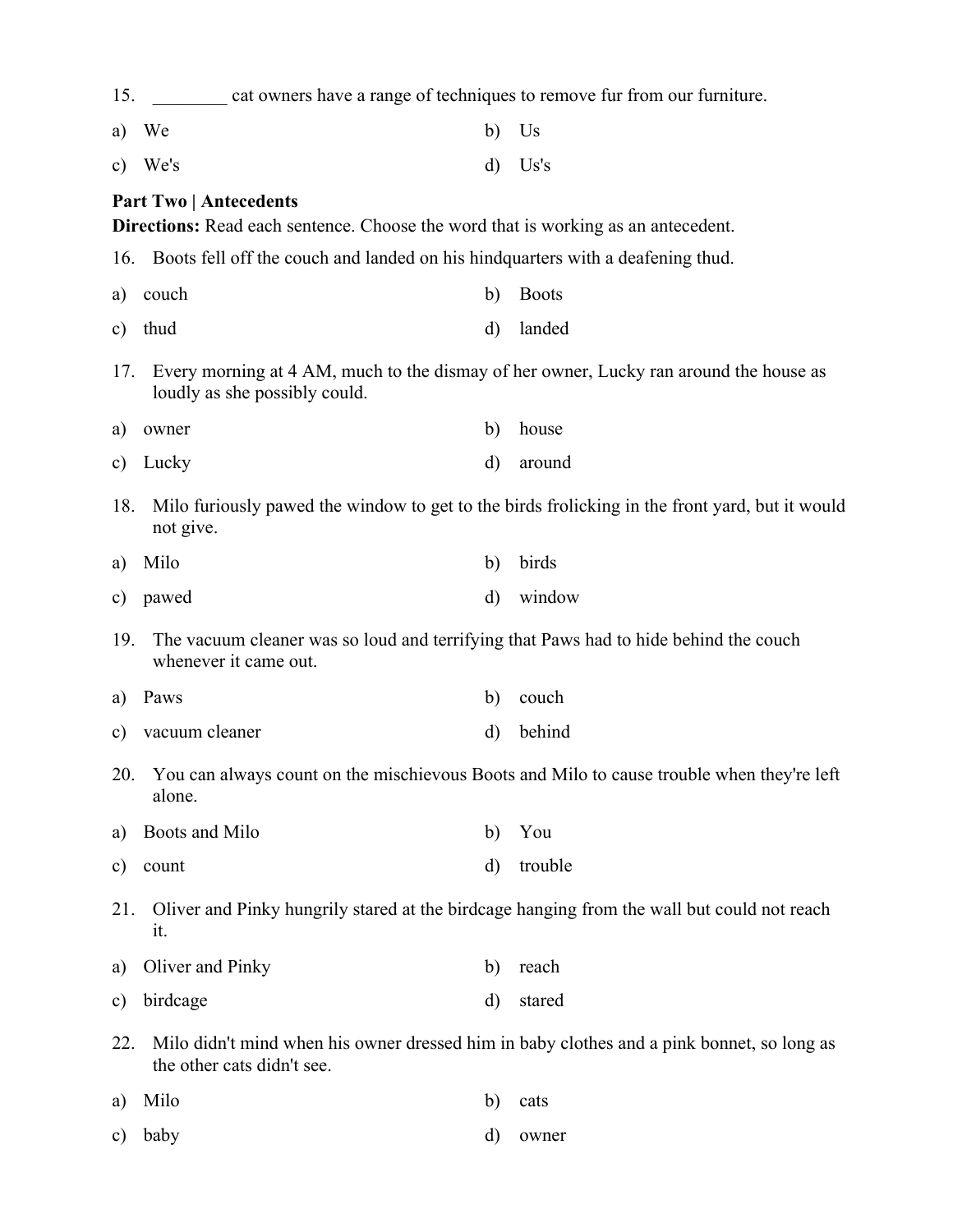15. ________ cat owners have a range of techniques to remove fur from our furniture.

a) We

b) Us

c) We's

d) Us's

**Part Two | Antecedents**

**Directions:** Read each sentence. Choose the word that is working as an antecedent.

16. Boots fell off the couch and landed on his hindquarters with a deafening thud.

a) couch

b) Boots

c) thud

d) landed

17. Every morning at 4 AM, much to the dismay of her owner, Lucky ran around the house as loudly as she possibly could.

a) owner

b) house

c) Lucky

d) around

18. Milo furiously pawed the window to get to the birds frolicking in the front yard, but it would not give.

a) Milo

b) birds

c) pawed

d) window

19. The vacuum cleaner was so loud and terrifying that Paws had to hide behind the couch whenever it came out.

a) Paws

b) couch

c) vacuum cleaner

d) behind

20. You can always count on the mischievous Boots and Milo to cause trouble when they're left alone.

a) Boots and Milo

b) You

c) count

d) trouble

21. Oliver and Pinky hungrily stared at the birdcage hanging from the wall but could not reach it.

a) Oliver and Pinky

b) reach

c) birdcage

d) stared

22. Milo didn't mind when his owner dressed him in baby clothes and a pink bonnet, so long as the other cats didn't see.

a) Milo

b) cats

c) baby

d) owner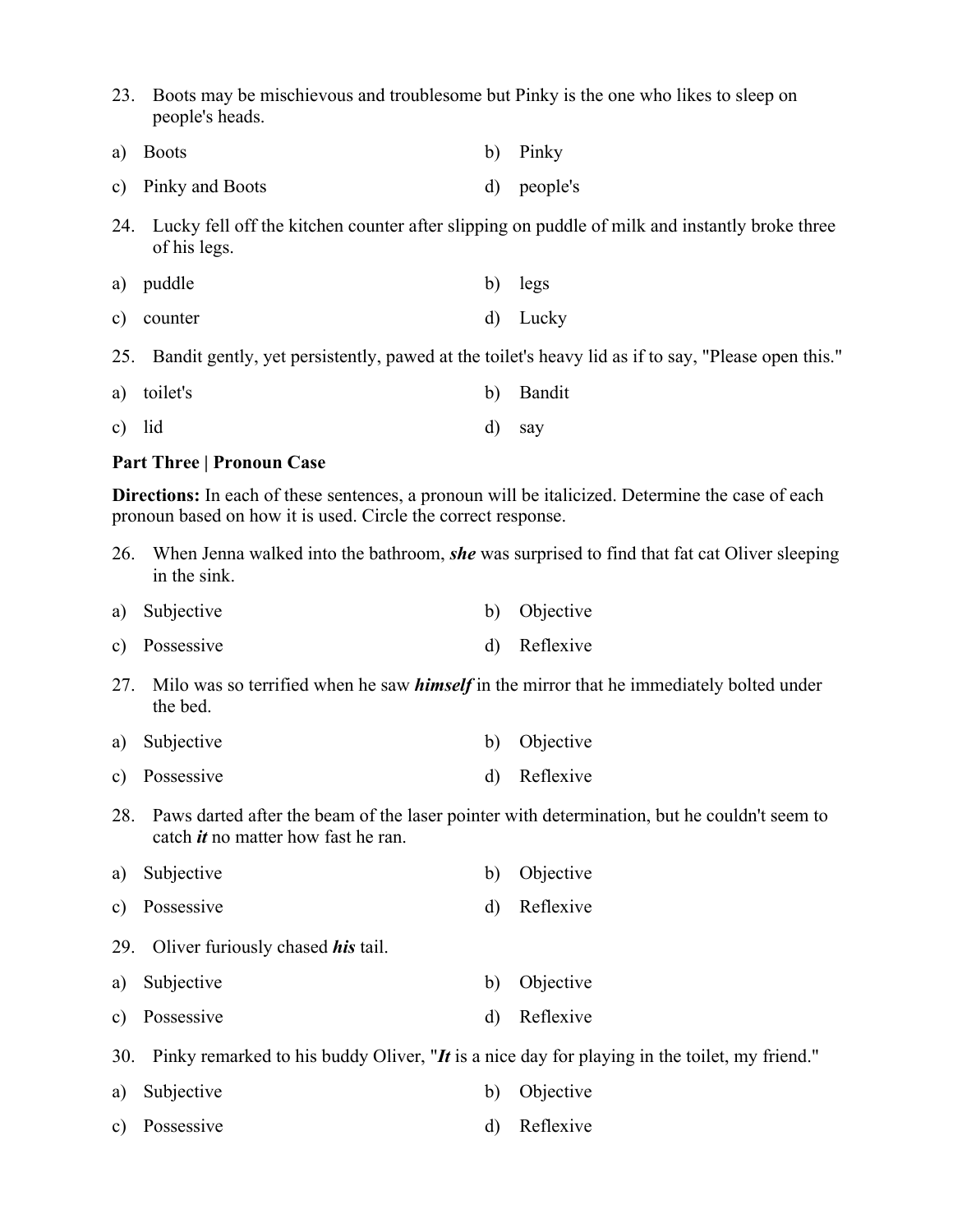23. Boots may be mischievous and troublesome but Pinky is the one who likes to sleep on people's heads.

a) Boots
b) Pinky
c) Pinky and Boots
d) people's

24. Lucky fell off the kitchen counter after slipping on puddle of milk and instantly broke three of his legs.

a) puddle
b) legs
c) counter
d) Lucky

25. Bandit gently, yet persistently, pawed at the toilet's heavy lid as if to say, "Please open this."

a) toilet's
b) Bandit
c) lid
d) say

**Part Three | Pronoun Case**

**Directions:** In each of these sentences, a pronoun will be italicized. Determine the case of each pronoun based on how it is used. Circle the correct response.

26. When Jenna walked into the bathroom, ***she*** was surprised to find that fat cat Oliver sleeping in the sink.

a) Subjective
b) Objective
c) Possessive
d) Reflexive

27. Milo was so terrified when he saw ***himself*** in the mirror that he immediately bolted under the bed.

a) Subjective
b) Objective
c) Possessive
d) Reflexive

28. Paws darted after the beam of the laser pointer with determination, but he couldn't seem to catch ***it*** no matter how fast he ran.

a) Subjective
b) Objective
c) Possessive
d) Reflexive

29. Oliver furiously chased ***his*** tail.

a) Subjective
b) Objective
c) Possessive
d) Reflexive

30. Pinky remarked to his buddy Oliver, "***It*** is a nice day for playing in the toilet, my friend."

a) Subjective
b) Objective
c) Possessive
d) Reflexive